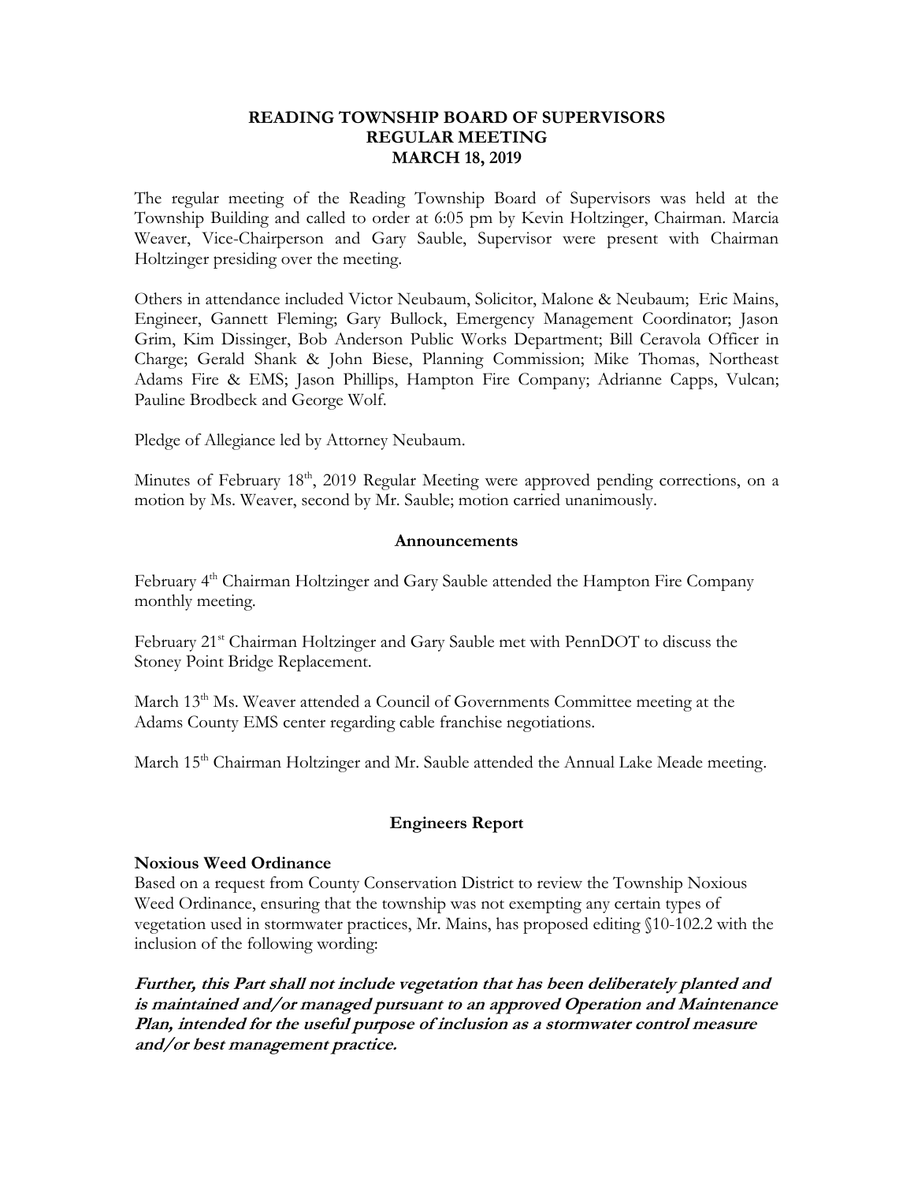**READING TOWNSHIP BOARD OF SUPERVISORS**
**REGULAR MEETING**
**MARCH 18, 2019**

The regular meeting of the Reading Township Board of Supervisors was held at the Township Building and called to order at 6:05 pm by Kevin Holtzinger, Chairman. Marcia Weaver, Vice-Chairperson and Gary Sauble, Supervisor were present with Chairman Holtzinger presiding over the meeting.

Others in attendance included Victor Neubaum, Solicitor, Malone & Neubaum; Eric Mains, Engineer, Gannett Fleming; Gary Bullock, Emergency Management Coordinator; Jason Grim, Kim Dissinger, Bob Anderson Public Works Department; Bill Ceravola Officer in Charge; Gerald Shank & John Biese, Planning Commission; Mike Thomas, Northeast Adams Fire & EMS; Jason Phillips, Hampton Fire Company; Adrianne Capps, Vulcan; Pauline Brodbeck and George Wolf.

Pledge of Allegiance led by Attorney Neubaum.

Minutes of February 18th, 2019 Regular Meeting were approved pending corrections, on a motion by Ms. Weaver, second by Mr. Sauble; motion carried unanimously.

## Announcements

February 4th Chairman Holtzinger and Gary Sauble attended the Hampton Fire Company monthly meeting.

February 21st Chairman Holtzinger and Gary Sauble met with PennDOT to discuss the Stoney Point Bridge Replacement.

March 13th Ms. Weaver attended a Council of Governments Committee meeting at the Adams County EMS center regarding cable franchise negotiations.

March 15th Chairman Holtzinger and Mr. Sauble attended the Annual Lake Meade meeting.

## Engineers Report

**Noxious Weed Ordinance**
Based on a request from County Conservation District to review the Township Noxious Weed Ordinance, ensuring that the township was not exempting any certain types of vegetation used in stormwater practices, Mr. Mains, has proposed editing §10-102.2 with the inclusion of the following wording:

***Further, this Part shall not include vegetation that has been deliberately planted and is maintained and/or managed pursuant to an approved Operation and Maintenance Plan, intended for the useful purpose of inclusion as a stormwater control measure and/or best management practice.***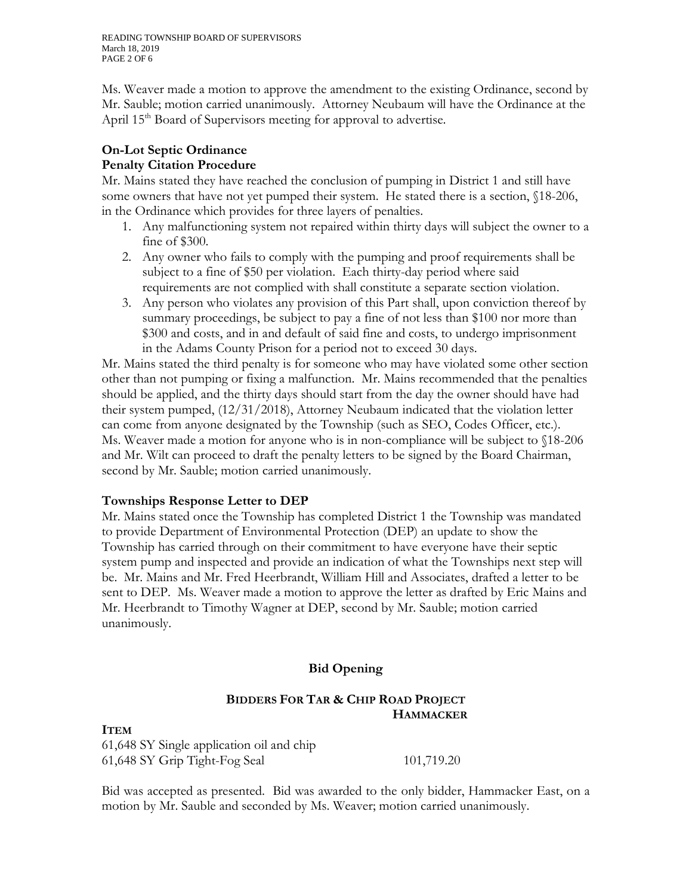Ms. Weaver made a motion to approve the amendment to the existing Ordinance, second by Mr. Sauble; motion carried unanimously. Attorney Neubaum will have the Ordinance at the April 15th Board of Supervisors meeting for approval to advertise.

**On-Lot Septic Ordinance**
**Penalty Citation Procedure**

Mr. Mains stated they have reached the conclusion of pumping in District 1 and still have some owners that have not yet pumped their system. He stated there is a section, §18-206, in the Ordinance which provides for three layers of penalties.

1. Any malfunctioning system not repaired within thirty days will subject the owner to a fine of $300.
2. Any owner who fails to comply with the pumping and proof requirements shall be subject to a fine of $50 per violation. Each thirty-day period where said requirements are not complied with shall constitute a separate section violation.
3. Any person who violates any provision of this Part shall, upon conviction thereof by summary proceedings, be subject to pay a fine of not less than $100 nor more than $300 and costs, and in and default of said fine and costs, to undergo imprisonment in the Adams County Prison for a period not to exceed 30 days.

Mr. Mains stated the third penalty is for someone who may have violated some other section other than not pumping or fixing a malfunction. Mr. Mains recommended that the penalties should be applied, and the thirty days should start from the day the owner should have had their system pumped, (12/31/2018), Attorney Neubaum indicated that the violation letter can come from anyone designated by the Township (such as SEO, Codes Officer, etc.). Ms. Weaver made a motion for anyone who is in non-compliance will be subject to §18-206 and Mr. Wilt can proceed to draft the penalty letters to be signed by the Board Chairman, second by Mr. Sauble; motion carried unanimously.

**Townships Response Letter to DEP**

Mr. Mains stated once the Township has completed District 1 the Township was mandated to provide Department of Environmental Protection (DEP) an update to show the Township has carried through on their commitment to have everyone have their septic system pump and inspected and provide an indication of what the Townships next step will be. Mr. Mains and Mr. Fred Heerbrandt, William Hill and Associates, drafted a letter to be sent to DEP. Ms. Weaver made a motion to approve the letter as drafted by Eric Mains and Mr. Heerbrandt to Timothy Wagner at DEP, second by Mr. Sauble; motion carried unanimously.

## Bid Opening

### BIDDERS FOR TAR & CHIP ROAD PROJECT

| ITEM | HAMMACKER |
|---|---|
| 61,648 SY Single application oil and chip | |
| 61,648 SY Grip Tight-Fog Seal | 101,719.20 |

Bid was accepted as presented. Bid was awarded to the only bidder, Hammacker East, on a motion by Mr. Sauble and seconded by Ms. Weaver; motion carried unanimously.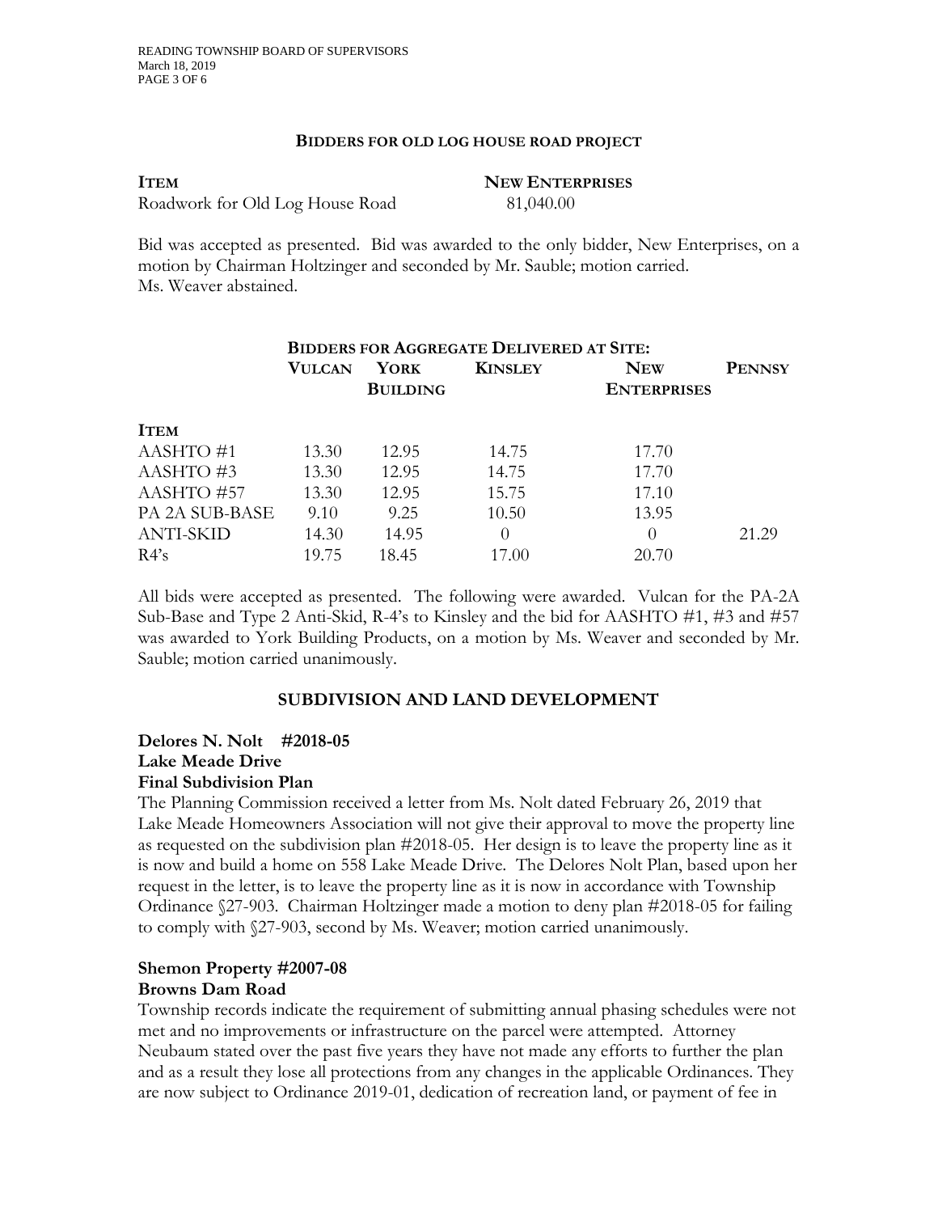**BIDDERS FOR OLD LOG HOUSE ROAD PROJECT**

| **ITEM** | **NEW ENTERPRISES** |
|---|---|
| Roadwork for Old Log House Road | 81,040.00 |

Bid was accepted as presented. Bid was awarded to the only bidder, New Enterprises, on a motion by Chairman Holtzinger and seconded by Mr. Sauble; motion carried. Ms. Weaver abstained.

**BIDDERS FOR AGGREGATE DELIVERED AT SITE:**

| **ITEM** | **VULCAN** | **YORK BUILDING** | **KINSLEY** | **NEW ENTERPRISES** | **PENNSY** |
|---|---|---|---|---|---|
| AASHTO #1 | 13.30 | 12.95 | 14.75 | 17.70 | |
| AASHTO #3 | 13.30 | 12.95 | 14.75 | 17.70 | |
| AASHTO #57 | 13.30 | 12.95 | 15.75 | 17.10 | |
| PA 2A SUB-BASE | 9.10 | 9.25 | 10.50 | 13.95 | |
| ANTI-SKID | 14.30 | 14.95 | 0 | 0 | 21.29 |
| R4's | 19.75 | 18.45 | 17.00 | 20.70 | |

All bids were accepted as presented. The following were awarded. Vulcan for the PA-2A Sub-Base and Type 2 Anti-Skid, R-4's to Kinsley and the bid for AASHTO #1, #3 and #57 was awarded to York Building Products, on a motion by Ms. Weaver and seconded by Mr. Sauble; motion carried unanimously.

## SUBDIVISION AND LAND DEVELOPMENT

**Delores N. Nolt #2018-05**
**Lake Meade Drive**
**Final Subdivision Plan**

The Planning Commission received a letter from Ms. Nolt dated February 26, 2019 that Lake Meade Homeowners Association will not give their approval to move the property line as requested on the subdivision plan #2018-05. Her design is to leave the property line as it is now and build a home on 558 Lake Meade Drive. The Delores Nolt Plan, based upon her request in the letter, is to leave the property line as it is now in accordance with Township Ordinance §27-903. Chairman Holtzinger made a motion to deny plan #2018-05 for failing to comply with §27-903, second by Ms. Weaver; motion carried unanimously.

**Shemon Property #2007-08**
**Browns Dam Road**

Township records indicate the requirement of submitting annual phasing schedules were not met and no improvements or infrastructure on the parcel were attempted. Attorney Neubaum stated over the past five years they have not made any efforts to further the plan and as a result they lose all protections from any changes in the applicable Ordinances. They are now subject to Ordinance 2019-01, dedication of recreation land, or payment of fee in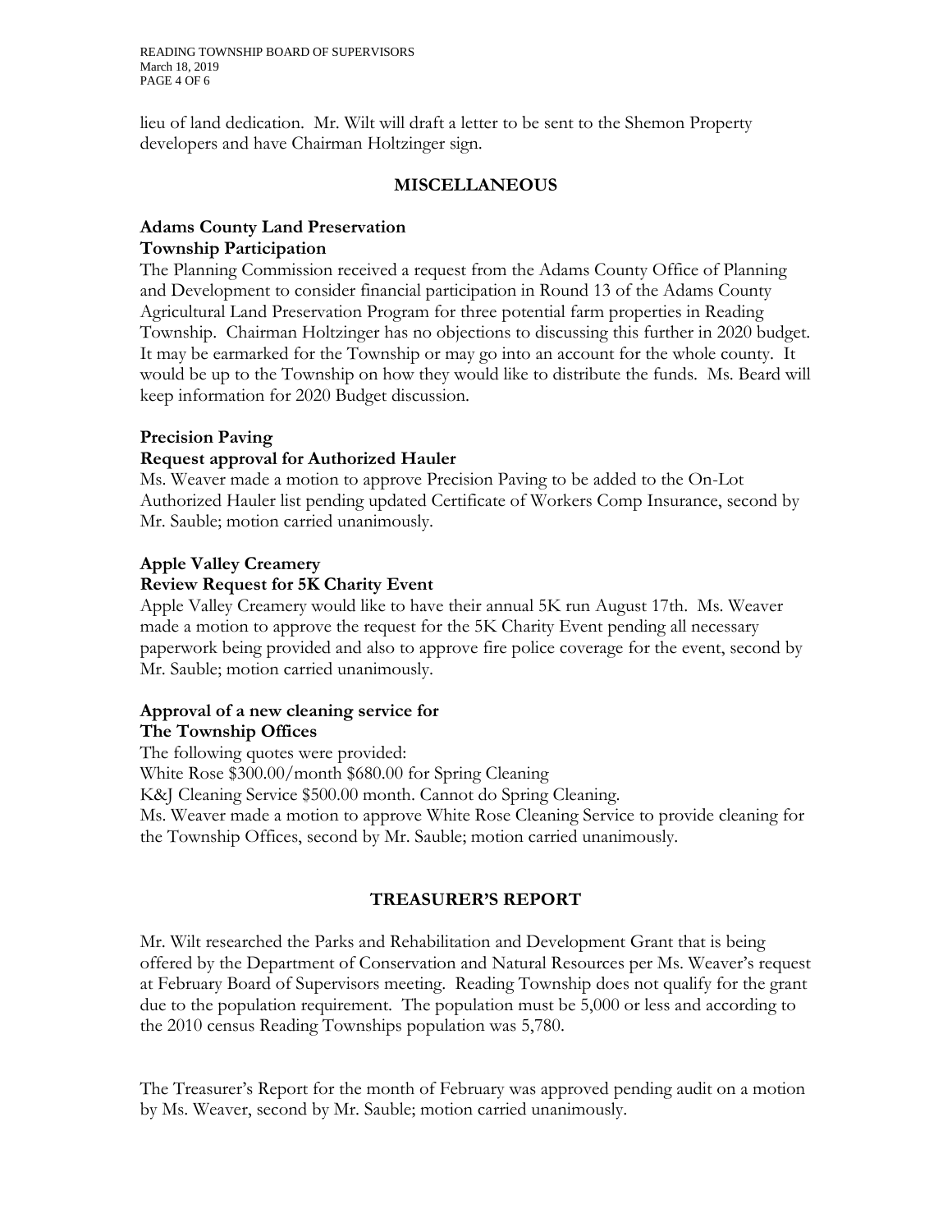lieu of land dedication. Mr. Wilt will draft a letter to be sent to the Shemon Property developers and have Chairman Holtzinger sign.

## MISCELLANEOUS

**Adams County Land Preservation**
**Township Participation**

The Planning Commission received a request from the Adams County Office of Planning and Development to consider financial participation in Round 13 of the Adams County Agricultural Land Preservation Program for three potential farm properties in Reading Township. Chairman Holtzinger has no objections to discussing this further in 2020 budget. It may be earmarked for the Township or may go into an account for the whole county. It would be up to the Township on how they would like to distribute the funds. Ms. Beard will keep information for 2020 Budget discussion.

**Precision Paving**
**Request approval for Authorized Hauler**

Ms. Weaver made a motion to approve Precision Paving to be added to the On-Lot Authorized Hauler list pending updated Certificate of Workers Comp Insurance, second by Mr. Sauble; motion carried unanimously.

**Apple Valley Creamery**
**Review Request for 5K Charity Event**

Apple Valley Creamery would like to have their annual 5K run August 17th. Ms. Weaver made a motion to approve the request for the 5K Charity Event pending all necessary paperwork being provided and also to approve fire police coverage for the event, second by Mr. Sauble; motion carried unanimously.

**Approval of a new cleaning service for**
**The Township Offices**

The following quotes were provided:
White Rose $300.00/month $680.00 for Spring Cleaning
K&J Cleaning Service $500.00 month. Cannot do Spring Cleaning.
Ms. Weaver made a motion to approve White Rose Cleaning Service to provide cleaning for the Township Offices, second by Mr. Sauble; motion carried unanimously.

## TREASURER'S REPORT

Mr. Wilt researched the Parks and Rehabilitation and Development Grant that is being offered by the Department of Conservation and Natural Resources per Ms. Weaver's request at February Board of Supervisors meeting. Reading Township does not qualify for the grant due to the population requirement. The population must be 5,000 or less and according to the 2010 census Reading Townships population was 5,780.

The Treasurer's Report for the month of February was approved pending audit on a motion by Ms. Weaver, second by Mr. Sauble; motion carried unanimously.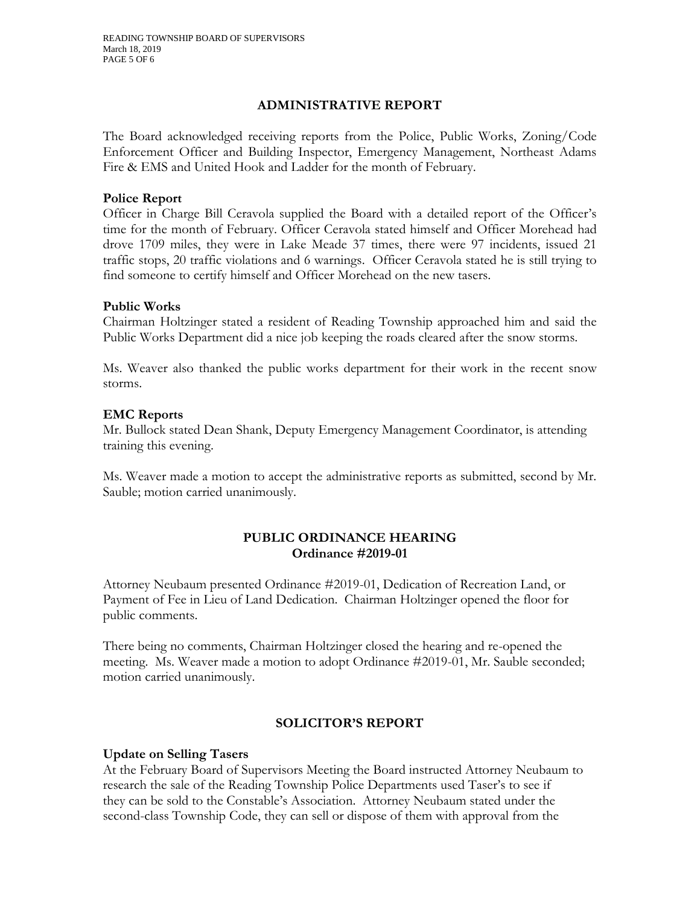## ADMINISTRATIVE REPORT

The Board acknowledged receiving reports from the Police, Public Works, Zoning/Code Enforcement Officer and Building Inspector, Emergency Management, Northeast Adams Fire & EMS and United Hook and Ladder for the month of February.

### Police Report

Officer in Charge Bill Ceravola supplied the Board with a detailed report of the Officer's time for the month of February. Officer Ceravola stated himself and Officer Morehead had drove 1709 miles, they were in Lake Meade 37 times, there were 97 incidents, issued 21 traffic stops, 20 traffic violations and 6 warnings. Officer Ceravola stated he is still trying to find someone to certify himself and Officer Morehead on the new tasers.

### Public Works

Chairman Holtzinger stated a resident of Reading Township approached him and said the Public Works Department did a nice job keeping the roads cleared after the snow storms.

Ms. Weaver also thanked the public works department for their work in the recent snow storms.

### EMC Reports

Mr. Bullock stated Dean Shank, Deputy Emergency Management Coordinator, is attending training this evening.

Ms. Weaver made a motion to accept the administrative reports as submitted, second by Mr. Sauble; motion carried unanimously.

## PUBLIC ORDINANCE HEARING
## Ordinance #2019-01

Attorney Neubaum presented Ordinance #2019-01, Dedication of Recreation Land, or Payment of Fee in Lieu of Land Dedication. Chairman Holtzinger opened the floor for public comments.

There being no comments, Chairman Holtzinger closed the hearing and re-opened the meeting. Ms. Weaver made a motion to adopt Ordinance #2019-01, Mr. Sauble seconded; motion carried unanimously.

## SOLICITOR'S REPORT

### Update on Selling Tasers

At the February Board of Supervisors Meeting the Board instructed Attorney Neubaum to research the sale of the Reading Township Police Departments used Taser's to see if they can be sold to the Constable's Association. Attorney Neubaum stated under the second-class Township Code, they can sell or dispose of them with approval from the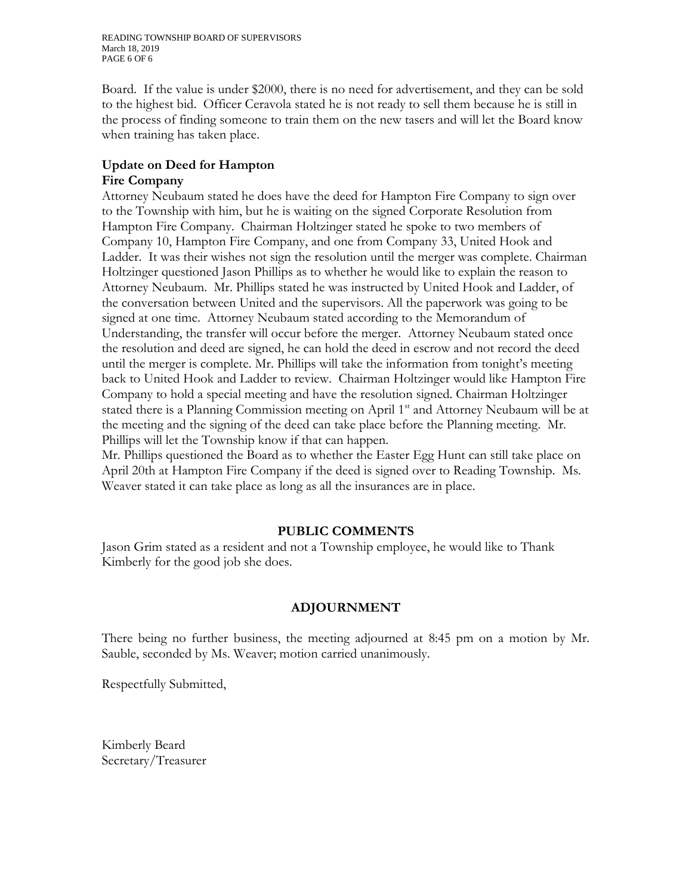Board. If the value is under $2000, there is no need for advertisement, and they can be sold to the highest bid. Officer Ceravola stated he is not ready to sell them because he is still in the process of finding someone to train them on the new tasers and will let the Board know when training has taken place.

**Update on Deed for Hampton Fire Company**

Attorney Neubaum stated he does have the deed for Hampton Fire Company to sign over to the Township with him, but he is waiting on the signed Corporate Resolution from Hampton Fire Company. Chairman Holtzinger stated he spoke to two members of Company 10, Hampton Fire Company, and one from Company 33, United Hook and Ladder. It was their wishes not sign the resolution until the merger was complete. Chairman Holtzinger questioned Jason Phillips as to whether he would like to explain the reason to Attorney Neubaum. Mr. Phillips stated he was instructed by United Hook and Ladder, of the conversation between United and the supervisors. All the paperwork was going to be signed at one time. Attorney Neubaum stated according to the Memorandum of Understanding, the transfer will occur before the merger. Attorney Neubaum stated once the resolution and deed are signed, he can hold the deed in escrow and not record the deed until the merger is complete. Mr. Phillips will take the information from tonight's meeting back to United Hook and Ladder to review. Chairman Holtzinger would like Hampton Fire Company to hold a special meeting and have the resolution signed. Chairman Holtzinger stated there is a Planning Commission meeting on April 1st and Attorney Neubaum will be at the meeting and the signing of the deed can take place before the Planning meeting. Mr. Phillips will let the Township know if that can happen.

Mr. Phillips questioned the Board as to whether the Easter Egg Hunt can still take place on April 20th at Hampton Fire Company if the deed is signed over to Reading Township. Ms. Weaver stated it can take place as long as all the insurances are in place.

## PUBLIC COMMENTS

Jason Grim stated as a resident and not a Township employee, he would like to Thank Kimberly for the good job she does.

## ADJOURNMENT

There being no further business, the meeting adjourned at 8:45 pm on a motion by Mr. Sauble, seconded by Ms. Weaver; motion carried unanimously.

Respectfully Submitted,

Kimberly Beard
Secretary/Treasurer